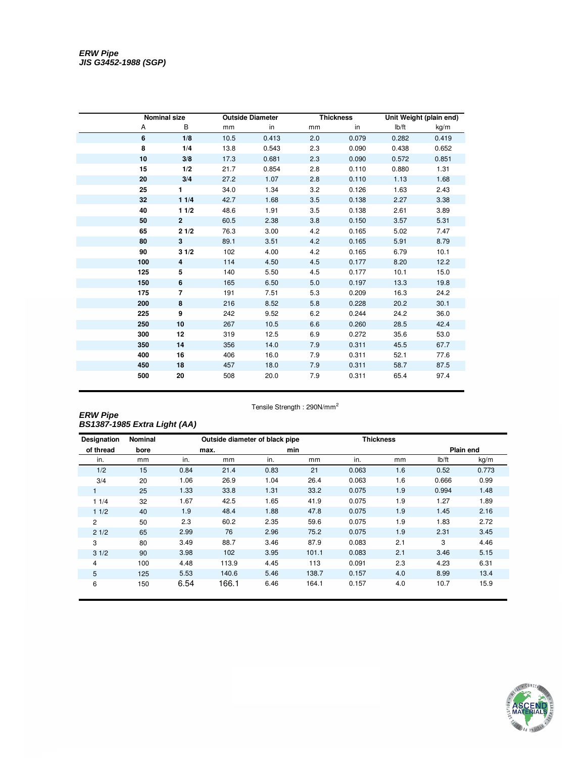***ERW Pipe***
***JIS G3452-1988 (SGP)***

| Nominal size | | Outside Diameter | | Thickness | | Unit Weight (plain end) | |
|---|---|---|---|---|---|---|---|
| A | B | mm | in | mm | in | lb/ft | kg/m |
| **6** | **1/8** | 10.5 | 0.413 | 2.0 | 0.079 | 0.282 | 0.419 |
| **8** | **1/4** | 13.8 | 0.543 | 2.3 | 0.090 | 0.438 | 0.652 |
| **10** | **3/8** | 17.3 | 0.681 | 2.3 | 0.090 | 0.572 | 0.851 |
| **15** | **1/2** | 21.7 | 0.854 | 2.8 | 0.110 | 0.880 | 1.31 |
| **20** | **3/4** | 27.2 | 1.07 | 2.8 | 0.110 | 1.13 | 1.68 |
| **25** | **1** | 34.0 | 1.34 | 3.2 | 0.126 | 1.63 | 2.43 |
| **32** | **1 1/4** | 42.7 | 1.68 | 3.5 | 0.138 | 2.27 | 3.38 |
| **40** | **1 1/2** | 48.6 | 1.91 | 3.5 | 0.138 | 2.61 | 3.89 |
| **50** | **2** | 60.5 | 2.38 | 3.8 | 0.150 | 3.57 | 5.31 |
| **65** | **2 1/2** | 76.3 | 3.00 | 4.2 | 0.165 | 5.02 | 7.47 |
| **80** | **3** | 89.1 | 3.51 | 4.2 | 0.165 | 5.91 | 8.79 |
| **90** | **3 1/2** | 102 | 4.00 | 4.2 | 0.165 | 6.79 | 10.1 |
| **100** | **4** | 114 | 4.50 | 4.5 | 0.177 | 8.20 | 12.2 |
| **125** | **5** | 140 | 5.50 | 4.5 | 0.177 | 10.1 | 15.0 |
| **150** | **6** | 165 | 6.50 | 5.0 | 0.197 | 13.3 | 19.8 |
| **175** | **7** | 191 | 7.51 | 5.3 | 0.209 | 16.3 | 24.2 |
| **200** | **8** | 216 | 8.52 | 5.8 | 0.228 | 20.2 | 30.1 |
| **225** | **9** | 242 | 9.52 | 6.2 | 0.244 | 24.2 | 36.0 |
| **250** | **10** | 267 | 10.5 | 6.6 | 0.260 | 28.5 | 42.4 |
| **300** | **12** | 319 | 12.5 | 6.9 | 0.272 | 35.6 | 53.0 |
| **350** | **14** | 356 | 14.0 | 7.9 | 0.311 | 45.5 | 67.7 |
| **400** | **16** | 406 | 16.0 | 7.9 | 0.311 | 52.1 | 77.6 |
| **450** | **18** | 457 | 18.0 | 7.9 | 0.311 | 58.7 | 87.5 |
| **500** | **20** | 508 | 20.0 | 7.9 | 0.311 | 65.4 | 97.4 |

Tensile Strength : 290N/mm$^2$

***ERW Pipe***
***BS1387-1985 Extra Light (AA)***

| Designation of thread | Nominal bore | Outside diameter of black pipe max. | | min | | Thickness | | Plain end | |
|---|---|---|---|---|---|---|---|---|---|
| in. | mm | in. | mm | in. | mm | in. | mm | lb/ft | kg/m |
| 1/2 | 15 | 0.84 | 21.4 | 0.83 | 21 | 0.063 | 1.6 | 0.52 | 0.773 |
| 3/4 | 20 | 1.06 | 26.9 | 1.04 | 26.4 | 0.063 | 1.6 | 0.666 | 0.99 |
| 1 | 25 | 1.33 | 33.8 | 1.31 | 33.2 | 0.075 | 1.9 | 0.994 | 1.48 |
| 1 1/4 | 32 | 1.67 | 42.5 | 1.65 | 41.9 | 0.075 | 1.9 | 1.27 | 1.89 |
| 1 1/2 | 40 | 1.9 | 48.4 | 1.88 | 47.8 | 0.075 | 1.9 | 1.45 | 2.16 |
| 2 | 50 | 2.3 | 60.2 | 2.35 | 59.6 | 0.075 | 1.9 | 1.83 | 2.72 |
| 2 1/2 | 65 | 2.99 | 76 | 2.96 | 75.2 | 0.075 | 1.9 | 2.31 | 3.45 |
| 3 | 80 | 3.49 | 88.7 | 3.46 | 87.9 | 0.083 | 2.1 | 3 | 4.46 |
| 3 1/2 | 90 | 3.98 | 102 | 3.95 | 101.1 | 0.083 | 2.1 | 3.46 | 5.15 |
| 4 | 100 | 4.48 | 113.9 | 4.45 | 113 | 0.091 | 2.3 | 4.23 | 6.31 |
| 5 | 125 | 5.53 | 140.6 | 5.46 | 138.7 | 0.157 | 4.0 | 8.99 | 13.4 |
| 6 | 150 | 6.54 | 166.1 | 6.46 | 164.1 | 0.157 | 4.0 | 10.7 | 15.9 |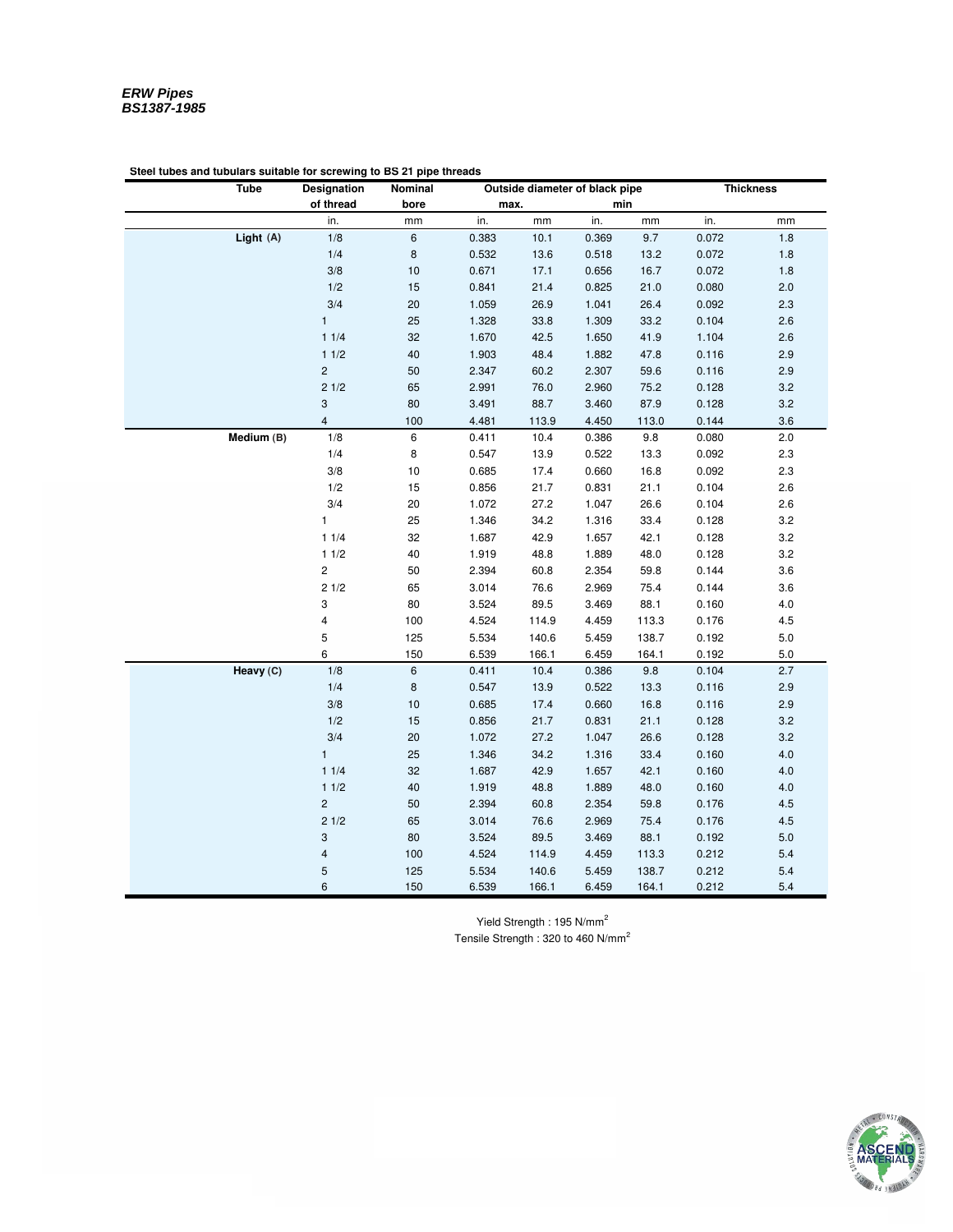***ERW Pipes***
***BS1387-1985***

**Steel tubes and tubulars suitable for screwing to BS 21 pipe threads**

| Tube | Designation of thread | Nominal bore | Outside diameter of black pipe max. | | Outside diameter of black pipe min | | Thickness | |
|---|---|---|---|---|---|---|---|---|
| | in. | mm | in. | mm | in. | mm | in. | mm |
| **Light** (A) | 1/8 | 6 | 0.383 | 10.1 | 0.369 | 9.7 | 0.072 | 1.8 |
| | 1/4 | 8 | 0.532 | 13.6 | 0.518 | 13.2 | 0.072 | 1.8 |
| | 3/8 | 10 | 0.671 | 17.1 | 0.656 | 16.7 | 0.072 | 1.8 |
| | 1/2 | 15 | 0.841 | 21.4 | 0.825 | 21.0 | 0.080 | 2.0 |
| | 3/4 | 20 | 1.059 | 26.9 | 1.041 | 26.4 | 0.092 | 2.3 |
| | 1 | 25 | 1.328 | 33.8 | 1.309 | 33.2 | 0.104 | 2.6 |
| | 1 1/4 | 32 | 1.670 | 42.5 | 1.650 | 41.9 | 1.104 | 2.6 |
| | 1 1/2 | 40 | 1.903 | 48.4 | 1.882 | 47.8 | 0.116 | 2.9 |
| | 2 | 50 | 2.347 | 60.2 | 2.307 | 59.6 | 0.116 | 2.9 |
| | 2 1/2 | 65 | 2.991 | 76.0 | 2.960 | 75.2 | 0.128 | 3.2 |
| | 3 | 80 | 3.491 | 88.7 | 3.460 | 87.9 | 0.128 | 3.2 |
| | 4 | 100 | 4.481 | 113.9 | 4.450 | 113.0 | 0.144 | 3.6 |
| **Medium** (B) | 1/8 | 6 | 0.411 | 10.4 | 0.386 | 9.8 | 0.080 | 2.0 |
| | 1/4 | 8 | 0.547 | 13.9 | 0.522 | 13.3 | 0.092 | 2.3 |
| | 3/8 | 10 | 0.685 | 17.4 | 0.660 | 16.8 | 0.092 | 2.3 |
| | 1/2 | 15 | 0.856 | 21.7 | 0.831 | 21.1 | 0.104 | 2.6 |
| | 3/4 | 20 | 1.072 | 27.2 | 1.047 | 26.6 | 0.104 | 2.6 |
| | 1 | 25 | 1.346 | 34.2 | 1.316 | 33.4 | 0.128 | 3.2 |
| | 1 1/4 | 32 | 1.687 | 42.9 | 1.657 | 42.1 | 0.128 | 3.2 |
| | 1 1/2 | 40 | 1.919 | 48.8 | 1.889 | 48.0 | 0.128 | 3.2 |
| | 2 | 50 | 2.394 | 60.8 | 2.354 | 59.8 | 0.144 | 3.6 |
| | 2 1/2 | 65 | 3.014 | 76.6 | 2.969 | 75.4 | 0.144 | 3.6 |
| | 3 | 80 | 3.524 | 89.5 | 3.469 | 88.1 | 0.160 | 4.0 |
| | 4 | 100 | 4.524 | 114.9 | 4.459 | 113.3 | 0.176 | 4.5 |
| | 5 | 125 | 5.534 | 140.6 | 5.459 | 138.7 | 0.192 | 5.0 |
| | 6 | 150 | 6.539 | 166.1 | 6.459 | 164.1 | 0.192 | 5.0 |
| **Heavy** (C) | 1/8 | 6 | 0.411 | 10.4 | 0.386 | 9.8 | 0.104 | 2.7 |
| | 1/4 | 8 | 0.547 | 13.9 | 0.522 | 13.3 | 0.116 | 2.9 |
| | 3/8 | 10 | 0.685 | 17.4 | 0.660 | 16.8 | 0.116 | 2.9 |
| | 1/2 | 15 | 0.856 | 21.7 | 0.831 | 21.1 | 0.128 | 3.2 |
| | 3/4 | 20 | 1.072 | 27.2 | 1.047 | 26.6 | 0.128 | 3.2 |
| | 1 | 25 | 1.346 | 34.2 | 1.316 | 33.4 | 0.160 | 4.0 |
| | 1 1/4 | 32 | 1.687 | 42.9 | 1.657 | 42.1 | 0.160 | 4.0 |
| | 1 1/2 | 40 | 1.919 | 48.8 | 1.889 | 48.0 | 0.160 | 4.0 |
| | 2 | 50 | 2.394 | 60.8 | 2.354 | 59.8 | 0.176 | 4.5 |
| | 2 1/2 | 65 | 3.014 | 76.6 | 2.969 | 75.4 | 0.176 | 4.5 |
| | 3 | 80 | 3.524 | 89.5 | 3.469 | 88.1 | 0.192 | 5.0 |
| | 4 | 100 | 4.524 | 114.9 | 4.459 | 113.3 | 0.212 | 5.4 |
| | 5 | 125 | 5.534 | 140.6 | 5.459 | 138.7 | 0.212 | 5.4 |
| | 6 | 150 | 6.539 | 166.1 | 6.459 | 164.1 | 0.212 | 5.4 |

Yield Strength : 195 N/mm$^2$

Tensile Strength : 320 to 460 N/mm$^2$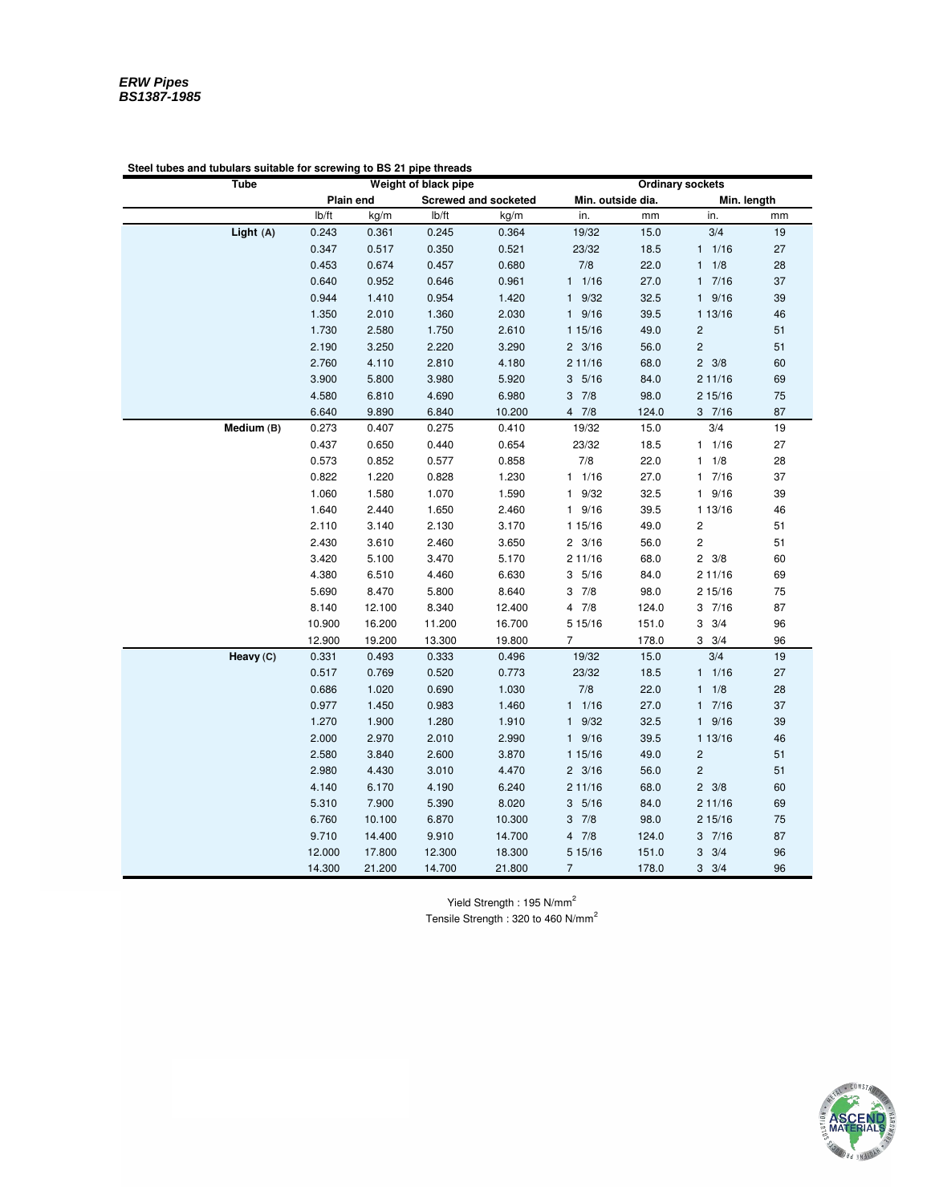***ERW Pipes***
***BS1387-1985***

**Steel tubes and tubulars suitable for screwing to BS 21 pipe threads**

| Tube | Weight of black pipe | | | | Ordinary sockets | | | |
|---|---|---|---|---|---|---|---|---|
| | Plain end | | Screwed and socketed | | Min. outside dia. | | Min. length | |
| | lb/ft | kg/m | lb/ft | kg/m | in. | mm | in. | mm |
| **Light** (A) | 0.243 | 0.361 | 0.245 | 0.364 | 19/32 | 15.0 | 3/4 | 19 |
| | 0.347 | 0.517 | 0.350 | 0.521 | 23/32 | 18.5 | 1 1/16 | 27 |
| | 0.453 | 0.674 | 0.457 | 0.680 | 7/8 | 22.0 | 1 1/8 | 28 |
| | 0.640 | 0.952 | 0.646 | 0.961 | 1 1/16 | 27.0 | 1 7/16 | 37 |
| | 0.944 | 1.410 | 0.954 | 1.420 | 1 9/32 | 32.5 | 1 9/16 | 39 |
| | 1.350 | 2.010 | 1.360 | 2.030 | 1 9/16 | 39.5 | 1 13/16 | 46 |
| | 1.730 | 2.580 | 1.750 | 2.610 | 1 15/16 | 49.0 | 2 | 51 |
| | 2.190 | 3.250 | 2.220 | 3.290 | 2 3/16 | 56.0 | 2 | 51 |
| | 2.760 | 4.110 | 2.810 | 4.180 | 2 11/16 | 68.0 | 2 3/8 | 60 |
| | 3.900 | 5.800 | 3.980 | 5.920 | 3 5/16 | 84.0 | 2 11/16 | 69 |
| | 4.580 | 6.810 | 4.690 | 6.980 | 3 7/8 | 98.0 | 2 15/16 | 75 |
| | 6.640 | 9.890 | 6.840 | 10.200 | 4 7/8 | 124.0 | 3 7/16 | 87 |
| **Medium** (B) | 0.273 | 0.407 | 0.275 | 0.410 | 19/32 | 15.0 | 3/4 | 19 |
| | 0.437 | 0.650 | 0.440 | 0.654 | 23/32 | 18.5 | 1 1/16 | 27 |
| | 0.573 | 0.852 | 0.577 | 0.858 | 7/8 | 22.0 | 1 1/8 | 28 |
| | 0.822 | 1.220 | 0.828 | 1.230 | 1 1/16 | 27.0 | 1 7/16 | 37 |
| | 1.060 | 1.580 | 1.070 | 1.590 | 1 9/32 | 32.5 | 1 9/16 | 39 |
| | 1.640 | 2.440 | 1.650 | 2.460 | 1 9/16 | 39.5 | 1 13/16 | 46 |
| | 2.110 | 3.140 | 2.130 | 3.170 | 1 15/16 | 49.0 | 2 | 51 |
| | 2.430 | 3.610 | 2.460 | 3.650 | 2 3/16 | 56.0 | 2 | 51 |
| | 3.420 | 5.100 | 3.470 | 5.170 | 2 11/16 | 68.0 | 2 3/8 | 60 |
| | 4.380 | 6.510 | 4.460 | 6.630 | 3 5/16 | 84.0 | 2 11/16 | 69 |
| | 5.690 | 8.470 | 5.800 | 8.640 | 3 7/8 | 98.0 | 2 15/16 | 75 |
| | 8.140 | 12.100 | 8.340 | 12.400 | 4 7/8 | 124.0 | 3 7/16 | 87 |
| | 10.900 | 16.200 | 11.200 | 16.700 | 5 15/16 | 151.0 | 3 3/4 | 96 |
| | 12.900 | 19.200 | 13.300 | 19.800 | 7 | 178.0 | 3 3/4 | 96 |
| **Heavy** (C) | 0.331 | 0.493 | 0.333 | 0.496 | 19/32 | 15.0 | 3/4 | 19 |
| | 0.517 | 0.769 | 0.520 | 0.773 | 23/32 | 18.5 | 1 1/16 | 27 |
| | 0.686 | 1.020 | 0.690 | 1.030 | 7/8 | 22.0 | 1 1/8 | 28 |
| | 0.977 | 1.450 | 0.983 | 1.460 | 1 1/16 | 27.0 | 1 7/16 | 37 |
| | 1.270 | 1.900 | 1.280 | 1.910 | 1 9/32 | 32.5 | 1 9/16 | 39 |
| | 2.000 | 2.970 | 2.010 | 2.990 | 1 9/16 | 39.5 | 1 13/16 | 46 |
| | 2.580 | 3.840 | 2.600 | 3.870 | 1 15/16 | 49.0 | 2 | 51 |
| | 2.980 | 4.430 | 3.010 | 4.470 | 2 3/16 | 56.0 | 2 | 51 |
| | 4.140 | 6.170 | 4.190 | 6.240 | 2 11/16 | 68.0 | 2 3/8 | 60 |
| | 5.310 | 7.900 | 5.390 | 8.020 | 3 5/16 | 84.0 | 2 11/16 | 69 |
| | 6.760 | 10.100 | 6.870 | 10.300 | 3 7/8 | 98.0 | 2 15/16 | 75 |
| | 9.710 | 14.400 | 9.910 | 14.700 | 4 7/8 | 124.0 | 3 7/16 | 87 |
| | 12.000 | 17.800 | 12.300 | 18.300 | 5 15/16 | 151.0 | 3 3/4 | 96 |
| | 14.300 | 21.200 | 14.700 | 21.800 | 7 | 178.0 | 3 3/4 | 96 |

Yield Strength : 195 N/mm$^2$

Tensile Strength : 320 to 460 N/mm$^2$